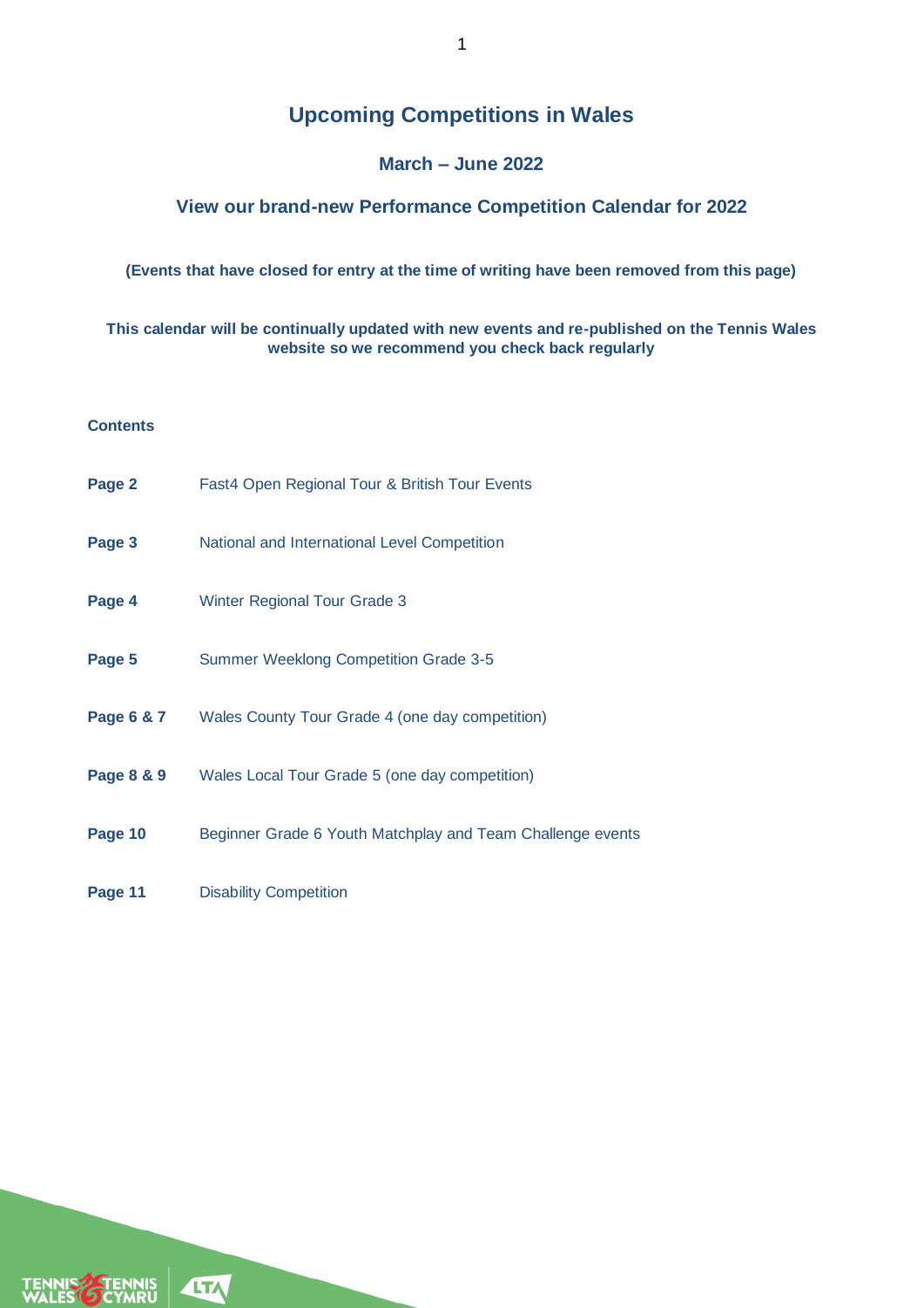# Upcoming Competitions in Wales

## March – June 2022

### View our brand-new Performance Competition Calendar for 2022

**(Events that have closed for entry at the time of writing have been removed from this page)**

**This calendar will be continually updated with new events and re-published on the Tennis Wales website so we recommend you check back regularly**

**Contents**

| | |
|---|---|
| **Page 2** | Fast4 Open Regional Tour & British Tour Events |
| **Page 3** | National and International Level Competition |
| **Page 4** | Winter Regional Tour Grade 3 |
| **Page 5** | Summer Weeklong Competition Grade 3-5 |
| **Page 6 & 7** | Wales County Tour Grade 4 (one day competition) |
| **Page 8 & 9** | Wales Local Tour Grade 5 (one day competition) |
| **Page 10** | Beginner Grade 6 Youth Matchplay and Team Challenge events |
| **Page 11** | Disability Competition |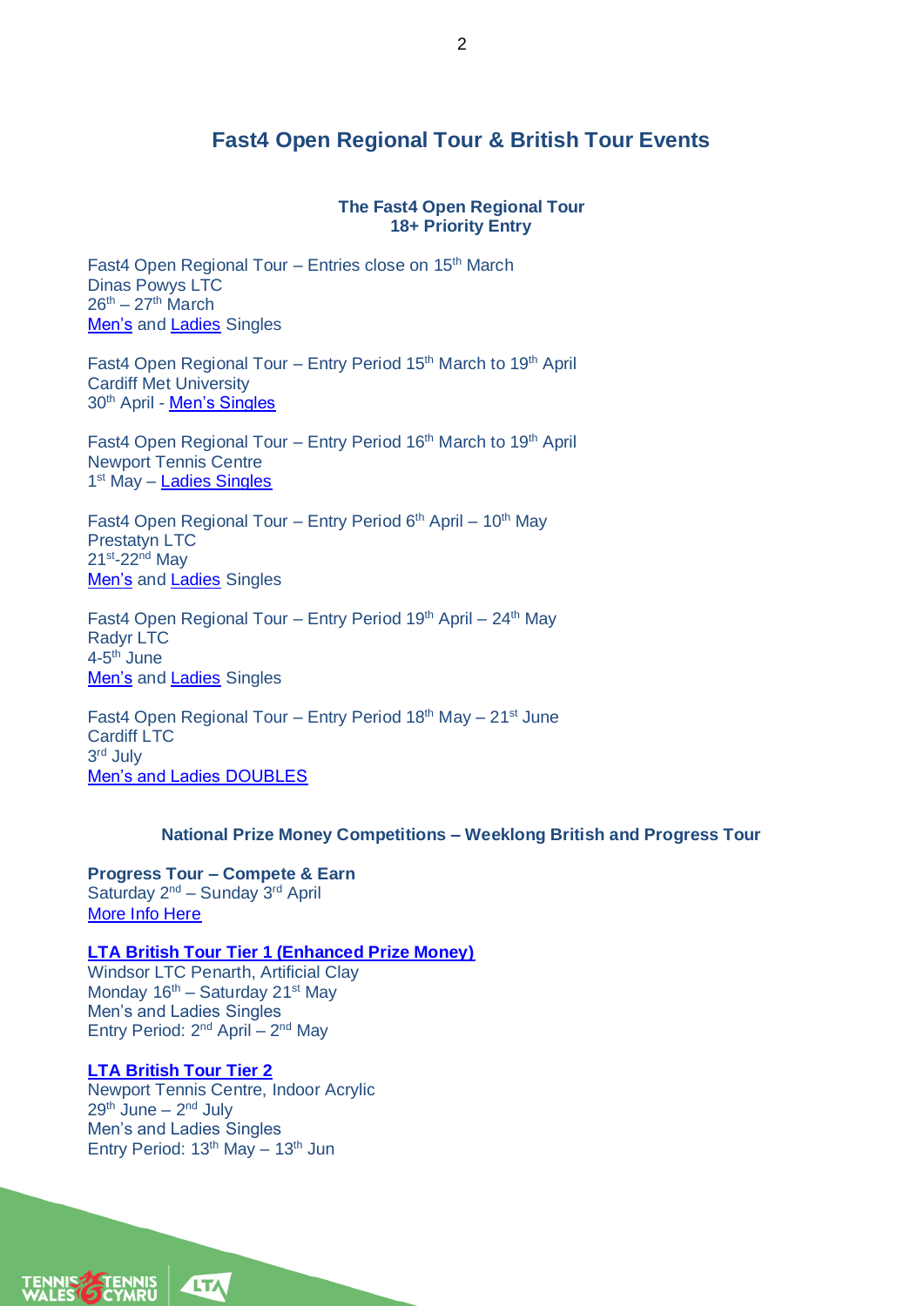## Fast4 Open Regional Tour & British Tour Events

### The Fast4 Open Regional Tour
### 18+ Priority Entry

Fast4 Open Regional Tour – Entries close on 15th March
Dinas Powys LTC
26th – 27th March
Men's and Ladies Singles

Fast4 Open Regional Tour – Entry Period 15th March to 19th April
Cardiff Met University
30th April - Men's Singles

Fast4 Open Regional Tour – Entry Period 16th March to 19th April
Newport Tennis Centre
1st May – Ladies Singles

Fast4 Open Regional Tour – Entry Period 6th April – 10th May
Prestatyn LTC
21st-22nd May
Men's and Ladies Singles

Fast4 Open Regional Tour – Entry Period 19th April – 24th May
Radyr LTC
4-5th June
Men's and Ladies Singles

Fast4 Open Regional Tour – Entry Period 18th May – 21st June
Cardiff LTC
3rd July
Men's and Ladies DOUBLES

### National Prize Money Competitions – Weeklong British and Progress Tour

**Progress Tour – Compete & Earn**
Saturday 2nd – Sunday 3rd April
More Info Here

**LTA British Tour Tier 1 (Enhanced Prize Money)**
Windsor LTC Penarth, Artificial Clay
Monday 16th – Saturday 21st May
Men's and Ladies Singles
Entry Period: 2nd April – 2nd May

**LTA British Tour Tier 2**
Newport Tennis Centre, Indoor Acrylic
29th June – 2nd July
Men's and Ladies Singles
Entry Period: 13th May – 13th Jun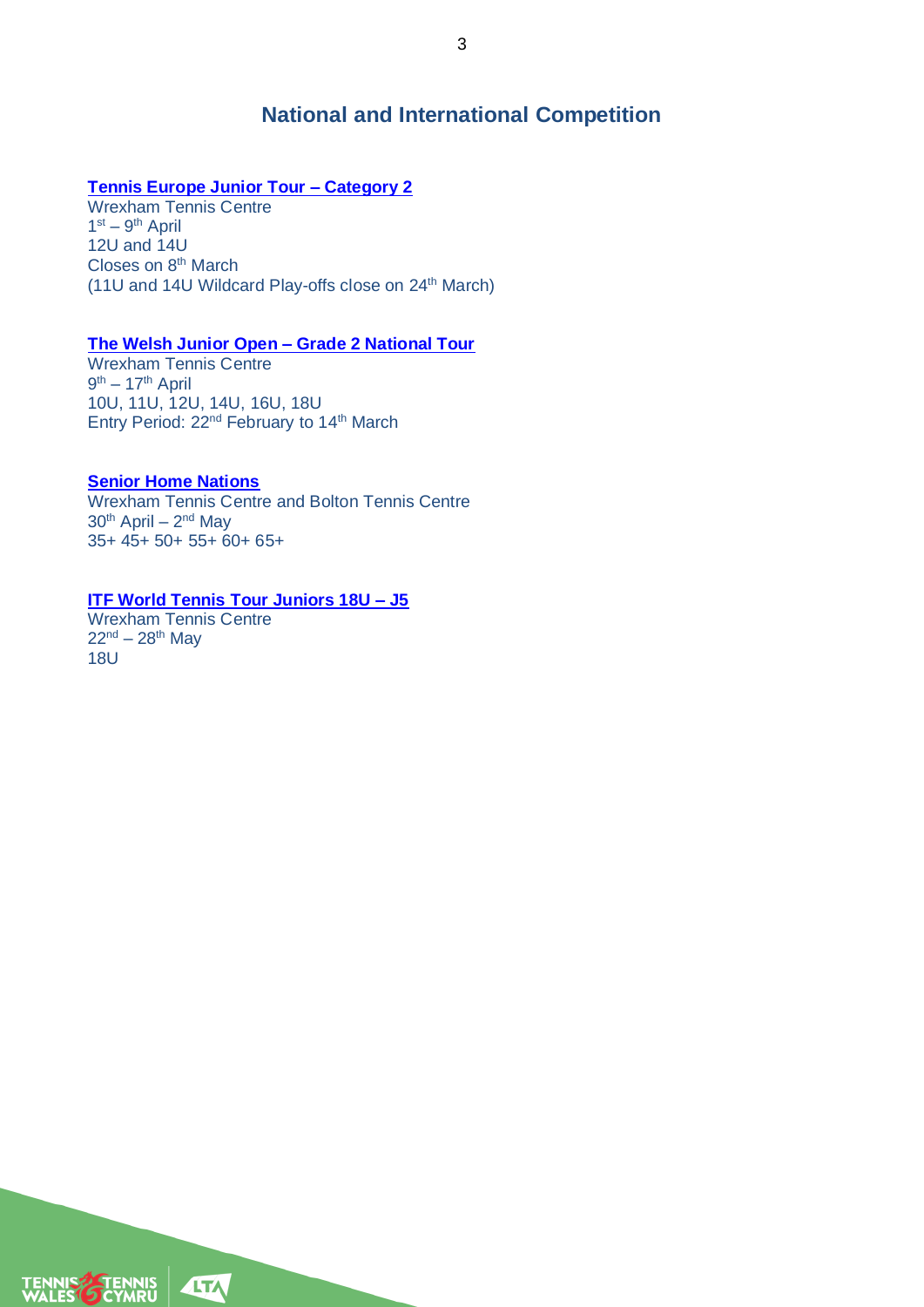## National and International Competition

**Tennis Europe Junior Tour – Category 2**
Wrexham Tennis Centre
1st – 9th April
12U and 14U
Closes on 8th March
(11U and 14U Wildcard Play-offs close on 24th March)

**The Welsh Junior Open – Grade 2 National Tour**
Wrexham Tennis Centre
9th – 17th April
10U, 11U, 12U, 14U, 16U, 18U
Entry Period: 22nd February to 14th March

**Senior Home Nations**
Wrexham Tennis Centre and Bolton Tennis Centre
30th April – 2nd May
35+ 45+ 50+ 55+ 60+ 65+

**ITF World Tennis Tour Juniors 18U – J5**
Wrexham Tennis Centre
22nd – 28th May
18U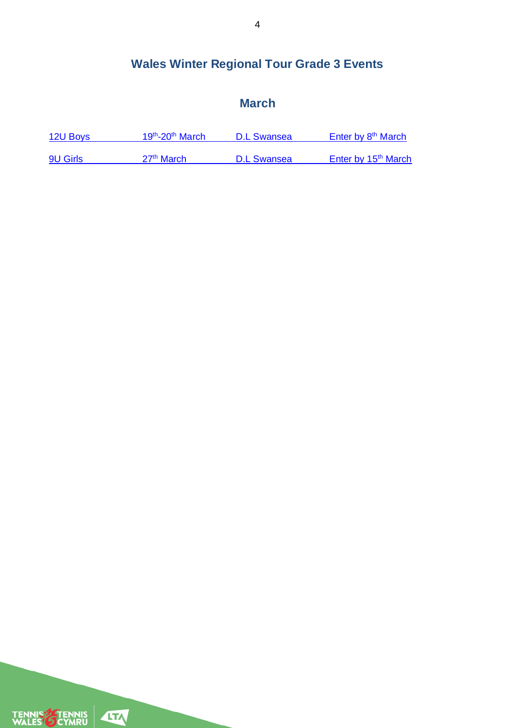## Wales Winter Regional Tour Grade 3 Events

### March

| | | | |
|---|---|---|---|
| 12U Boys | 19th-20th March | D.L Swansea | Enter by 8th March |
| 9U Girls | 27th March | D.L Swansea | Enter by 15th March |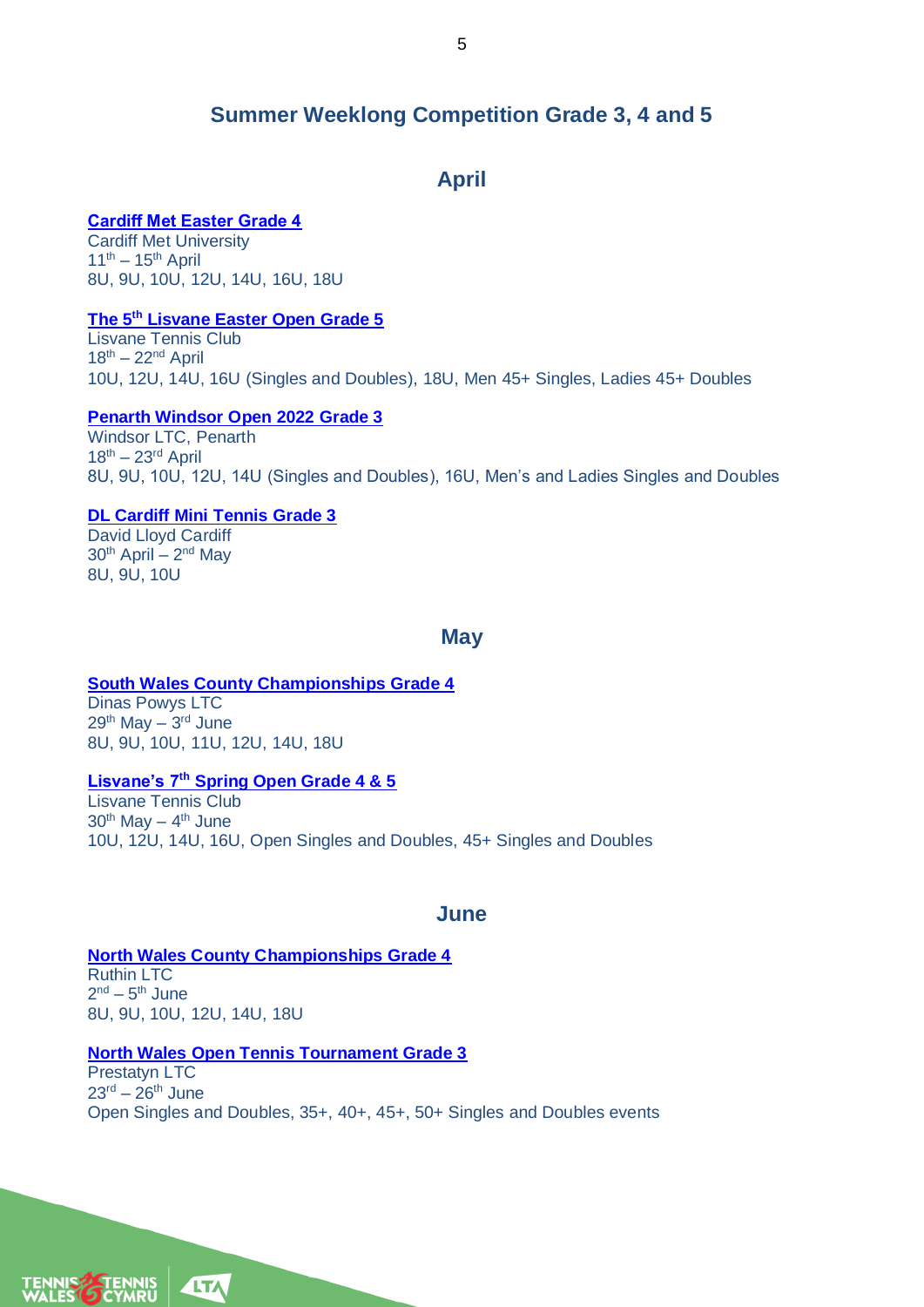## Summer Weeklong Competition Grade 3, 4 and 5

### April

**Cardiff Met Easter Grade 4**
Cardiff Met University
11th – 15th April
8U, 9U, 10U, 12U, 14U, 16U, 18U

**The 5th Lisvane Easter Open Grade 5**
Lisvane Tennis Club
18th – 22nd April
10U, 12U, 14U, 16U (Singles and Doubles), 18U, Men 45+ Singles, Ladies 45+ Doubles

**Penarth Windsor Open 2022 Grade 3**
Windsor LTC, Penarth
18th – 23rd April
8U, 9U, 10U, 12U, 14U (Singles and Doubles), 16U, Men's and Ladies Singles and Doubles

**DL Cardiff Mini Tennis Grade 3**
David Lloyd Cardiff
30th April – 2nd May
8U, 9U, 10U

### May

**South Wales County Championships Grade 4**
Dinas Powys LTC
29th May – 3rd June
8U, 9U, 10U, 11U, 12U, 14U, 18U

**Lisvane's 7th Spring Open Grade 4 & 5**
Lisvane Tennis Club
30th May – 4th June
10U, 12U, 14U, 16U, Open Singles and Doubles, 45+ Singles and Doubles

### June

**North Wales County Championships Grade 4**
Ruthin LTC
2nd – 5th June
8U, 9U, 10U, 12U, 14U, 18U

**North Wales Open Tennis Tournament Grade 3**
Prestatyn LTC
23rd – 26th June
Open Singles and Doubles, 35+, 40+, 45+, 50+ Singles and Doubles events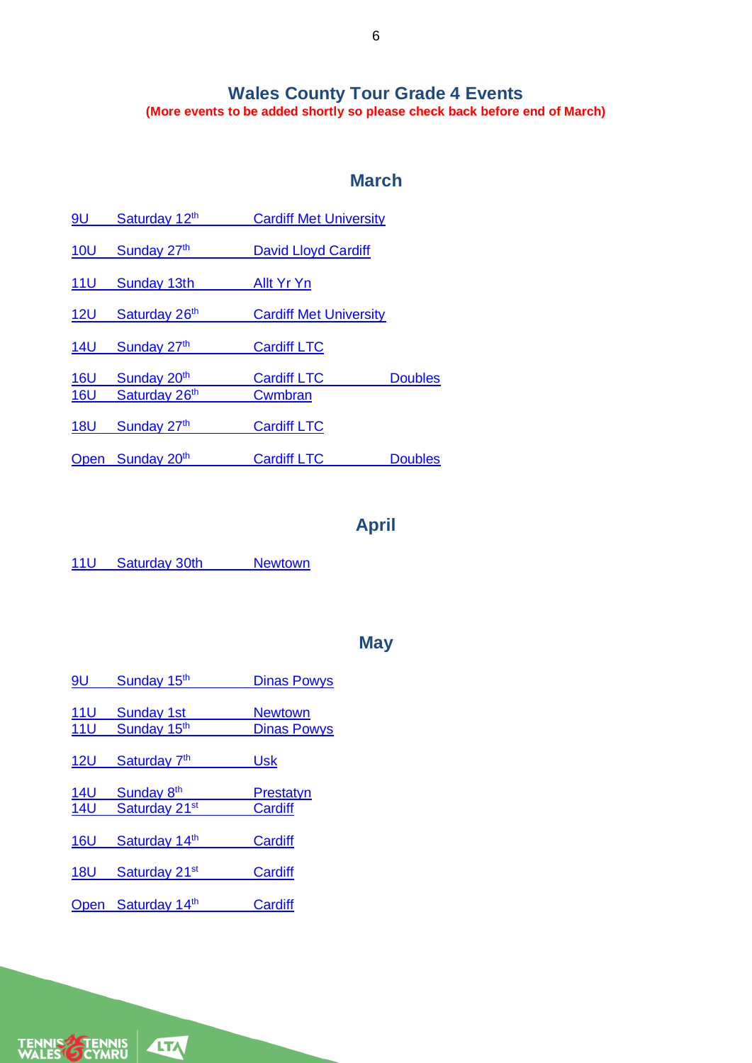# Wales County Tour Grade 4 Events

**(More events to be added shortly so please check back before end of March)**

## March

| Age | Date | Venue | |
|---|---|---|---|
| 9U | Saturday 12th | Cardiff Met University | |
| 10U | Sunday 27th | David Lloyd Cardiff | |
| 11U | Sunday 13th | Allt Yr Yn | |
| 12U | Saturday 26th | Cardiff Met University | |
| 14U | Sunday 27th | Cardiff LTC | |
| 16U | Sunday 20th | Cardiff LTC | Doubles |
| 16U | Saturday 26th | Cwmbran | |
| 18U | Sunday 27th | Cardiff LTC | |
| Open | Sunday 20th | Cardiff LTC | Doubles |

## April

| Age | Date | Venue |
|---|---|---|
| 11U | Saturday 30th | Newtown |

## May

| Age | Date | Venue |
|---|---|---|
| 9U | Sunday 15th | Dinas Powys |
| 11U | Sunday 1st | Newtown |
| 11U | Sunday 15th | Dinas Powys |
| 12U | Saturday 7th | Usk |
| 14U | Sunday 8th | Prestatyn |
| 14U | Saturday 21st | Cardiff |
| 16U | Saturday 14th | Cardiff |
| 18U | Saturday 21st | Cardiff |
| Open | Saturday 14th | Cardiff |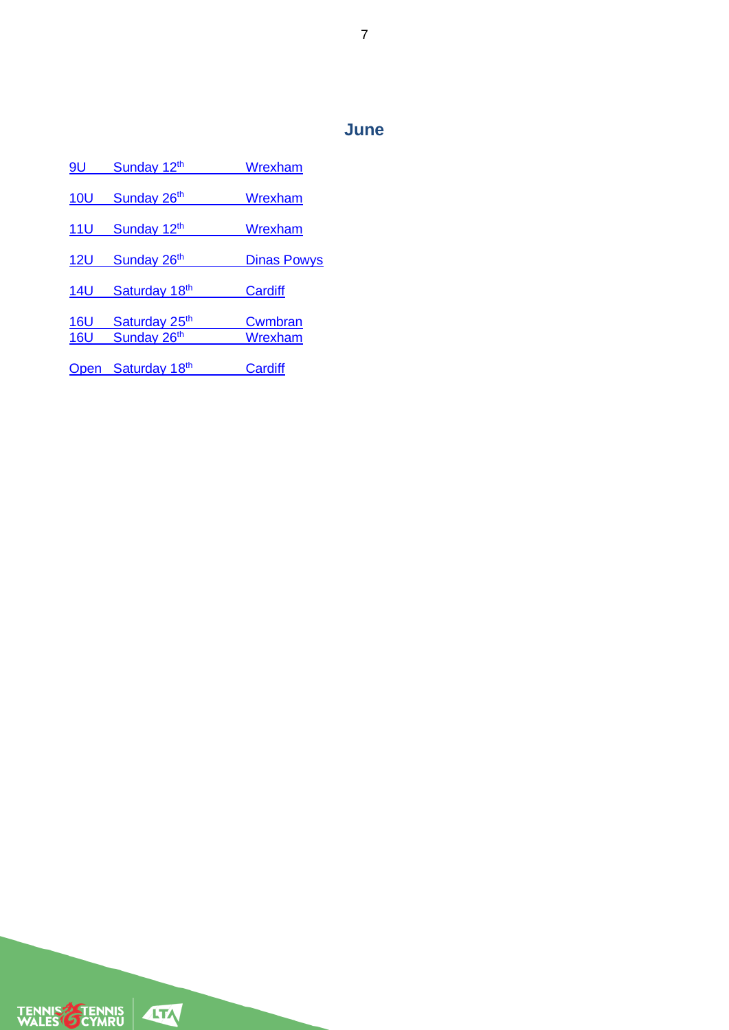## June

| | | |
|---|---|---|
| 9U | Sunday 12th | Wrexham |
| 10U | Sunday 26th | Wrexham |
| 11U | Sunday 12th | Wrexham |
| 12U | Sunday 26th | Dinas Powys |
| 14U | Saturday 18th | Cardiff |
| 16U | Saturday 25th | Cwmbran |
| 16U | Sunday 26th | Wrexham |
| Open | Saturday 18th | Cardiff |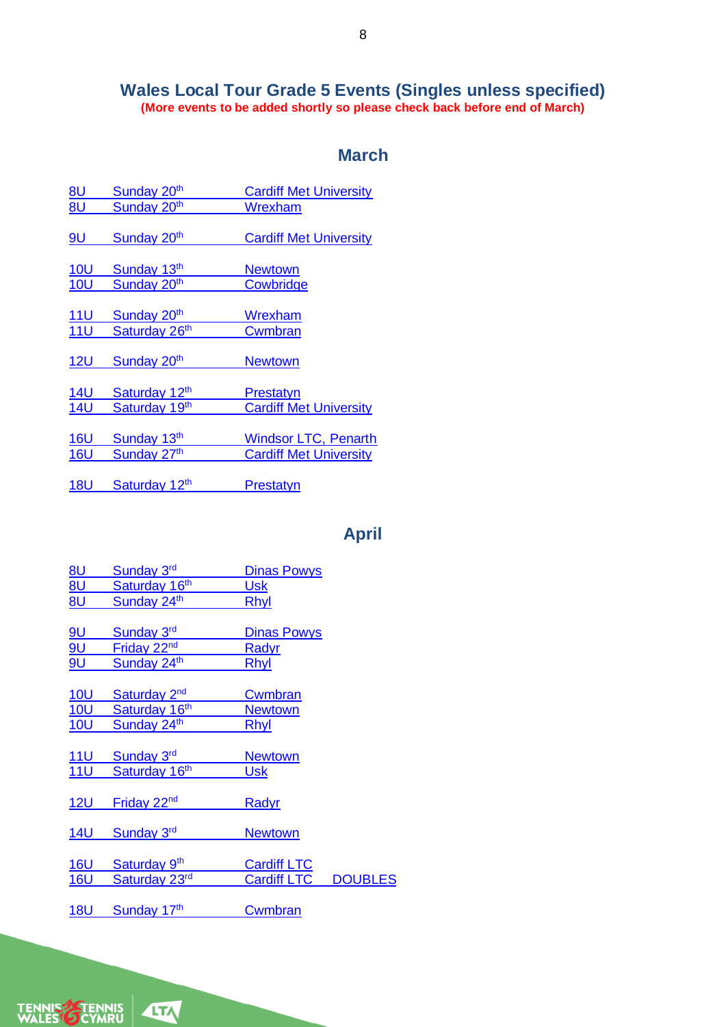# Wales Local Tour Grade 5 Events (Singles unless specified)

**(More events to be added shortly so please check back before end of March)**

## March

8U Sunday 20th Cardiff Met University
8U Sunday 20th Wrexham

9U Sunday 20th Cardiff Met University

10U Sunday 13th Newtown
10U Sunday 20th Cowbridge

11U Sunday 20th Wrexham
11U Saturday 26th Cwmbran

12U Sunday 20th Newtown

14U Saturday 12th Prestatyn
14U Saturday 19th Cardiff Met University

16U Sunday 13th Windsor LTC, Penarth
16U Sunday 27th Cardiff Met University

18U Saturday 12th Prestatyn

## April

8U Sunday 3rd Dinas Powys
8U Saturday 16th Usk
8U Sunday 24th Rhyl

9U Sunday 3rd Dinas Powys
9U Friday 22nd Radyr
9U Sunday 24th Rhyl

10U Saturday 2nd Cwmbran
10U Saturday 16th Newtown
10U Sunday 24th Rhyl

11U Sunday 3rd Newtown
11U Saturday 16th Usk

12U Friday 22nd Radyr

14U Sunday 3rd Newtown

16U Saturday 9th Cardiff LTC
16U Saturday 23rd Cardiff LTC DOUBLES

18U Sunday 17th Cwmbran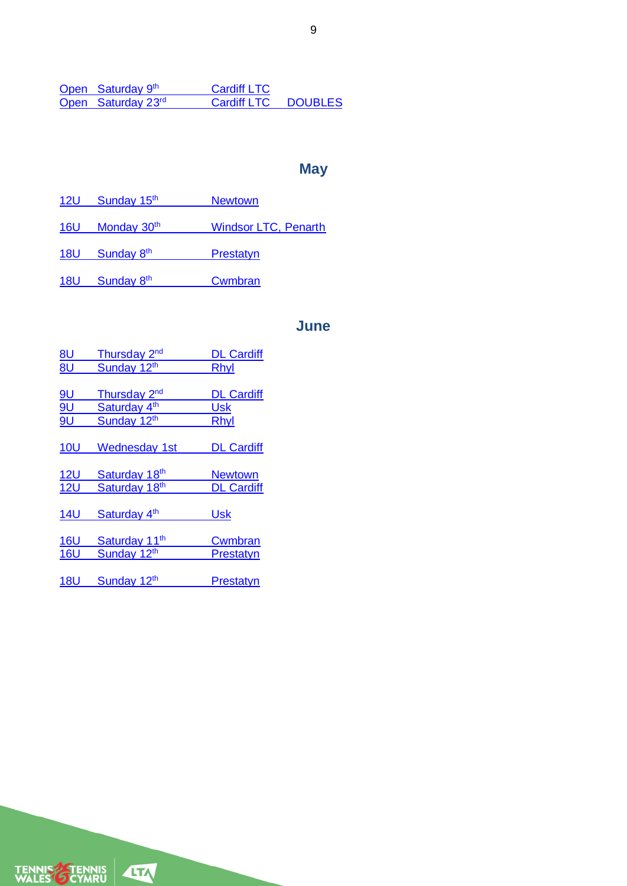Open Saturday 9th Cardiff LTC
Open Saturday 23rd Cardiff LTC DOUBLES

## May

12U Sunday 15th Newtown

16U Monday 30th Windsor LTC, Penarth

18U Sunday 8th Prestatyn

18U Sunday 8th Cwmbran

## June

8U Thursday 2nd DL Cardiff
8U Sunday 12th Rhyl

9U Thursday 2nd DL Cardiff
9U Saturday 4th Usk
9U Sunday 12th Rhyl

10U Wednesday 1st DL Cardiff

12U Saturday 18th Newtown
12U Saturday 18th DL Cardiff

14U Saturday 4th Usk

16U Saturday 11th Cwmbran
16U Sunday 12th Prestatyn

18U Sunday 12th Prestatyn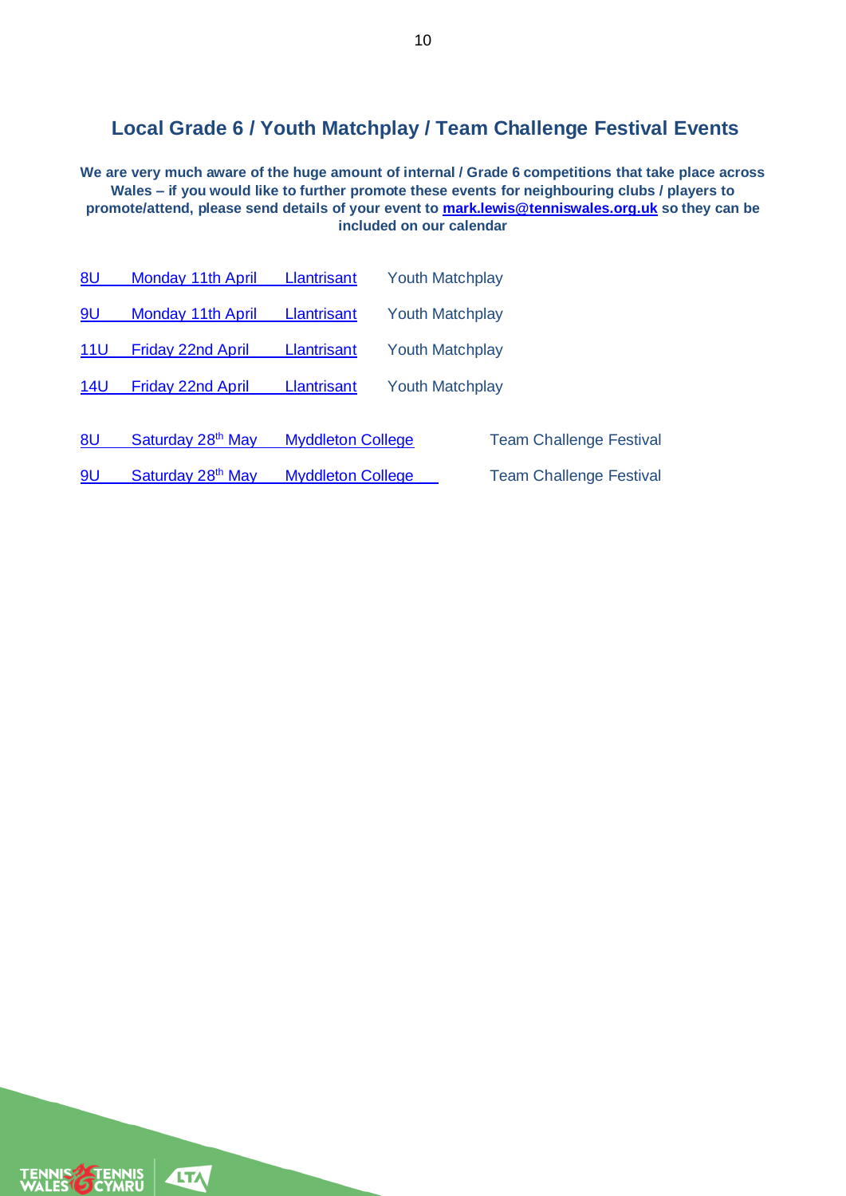## Local Grade 6 / Youth Matchplay / Team Challenge Festival Events

**We are very much aware of the huge amount of internal / Grade 6 competitions that take place across Wales – if you would like to further promote these events for neighbouring clubs / players to promote/attend, please send details of your event to mark.lewis@tenniswales.org.uk so they can be included on our calendar**

| | | | |
|---|---|---|---|
| 8U | Monday 11th April | Llantrisant | Youth Matchplay |
| 9U | Monday 11th April | Llantrisant | Youth Matchplay |
| 11U | Friday 22nd April | Llantrisant | Youth Matchplay |
| 14U | Friday 22nd April | Llantrisant | Youth Matchplay |
| 8U | Saturday 28th May | Myddleton College | Team Challenge Festival |
| 9U | Saturday 28th May | Myddleton College | Team Challenge Festival |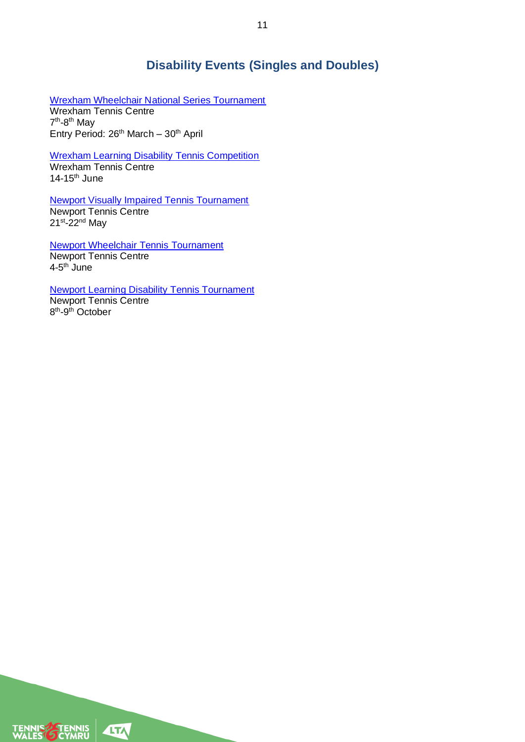## Disability Events (Singles and Doubles)

Wrexham Wheelchair National Series Tournament
Wrexham Tennis Centre
7th-8th May
Entry Period: 26th March – 30th April

Wrexham Learning Disability Tennis Competition
Wrexham Tennis Centre
14-15th June

Newport Visually Impaired Tennis Tournament
Newport Tennis Centre
21st-22nd May

Newport Wheelchair Tennis Tournament
Newport Tennis Centre
4-5th June

Newport Learning Disability Tennis Tournament
Newport Tennis Centre
8th-9th October